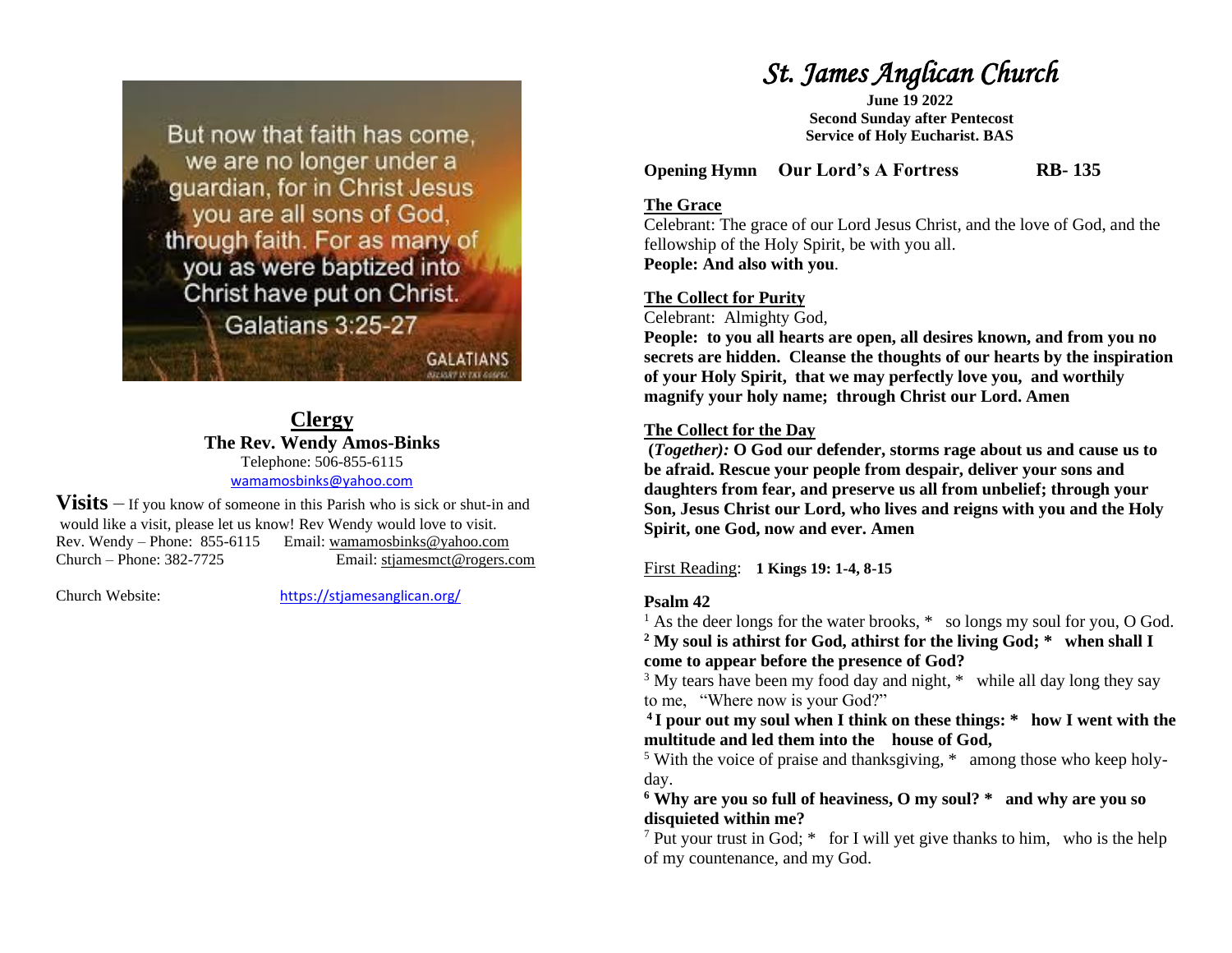But now that faith has come, we are no longer under a guardian, for in Christ Jesus you are all sons of God, through faith. For as many of you as were baptized into Christ have put on Christ.
Galatians 3:25-27

GALATIANS

## Clergy

**The Rev. Wendy Amos-Binks**
Telephone: 506-855-6115
wamamosbinks@yahoo.com

**Visits** – If you know of someone in this Parish who is sick or shut-in and would like a visit, please let us know! Rev Wendy would love to visit.
Rev. Wendy – Phone: 855-6115 Email: wamamosbinks@yahoo.com
Church – Phone: 382-7725 Email: stjamesmct@rogers.com

Church Website: https://stjamesanglican.org/

# *St. James Anglican Church*

**June 19 2022**
**Second Sunday after Pentecost**
**Service of Holy Eucharist. BAS**

**Opening Hymn Our Lord's A Fortress RB- 135**

**The Grace**

Celebrant: The grace of our Lord Jesus Christ, and the love of God, and the fellowship of the Holy Spirit, be with you all.
**People: And also with you**.

**The Collect for Purity**

Celebrant: Almighty God,
**People: to you all hearts are open, all desires known, and from you no secrets are hidden. Cleanse the thoughts of our hearts by the inspiration of your Holy Spirit, that we may perfectly love you, and worthily magnify your holy name; through Christ our Lord. Amen**

**The Collect for the Day**

**(*Together):* O God our defender, storms rage about us and cause us to be afraid. Rescue your people from despair, deliver your sons and daughters from fear, and preserve us all from unbelief; through your Son, Jesus Christ our Lord, who lives and reigns with you and the Holy Spirit, one God, now and ever. Amen**

First Reading: **1 Kings 19: 1-4, 8-15**

**Psalm 42**

[1] As the deer longs for the water brooks, * so longs my soul for you, O God.
**[2] My soul is athirst for God, athirst for the living God; * when shall I come to appear before the presence of God?**
[3] My tears have been my food day and night, * while all day long they say to me, "Where now is your God?"
**[4] I pour out my soul when I think on these things: * how I went with the multitude and led them into the house of God,**
[5] With the voice of praise and thanksgiving, * among those who keep holy-day.
**[6] Why are you so full of heaviness, O my soul? * and why are you so disquieted within me?**
[7] Put your trust in God; * for I will yet give thanks to him, who is the help of my countenance, and my God.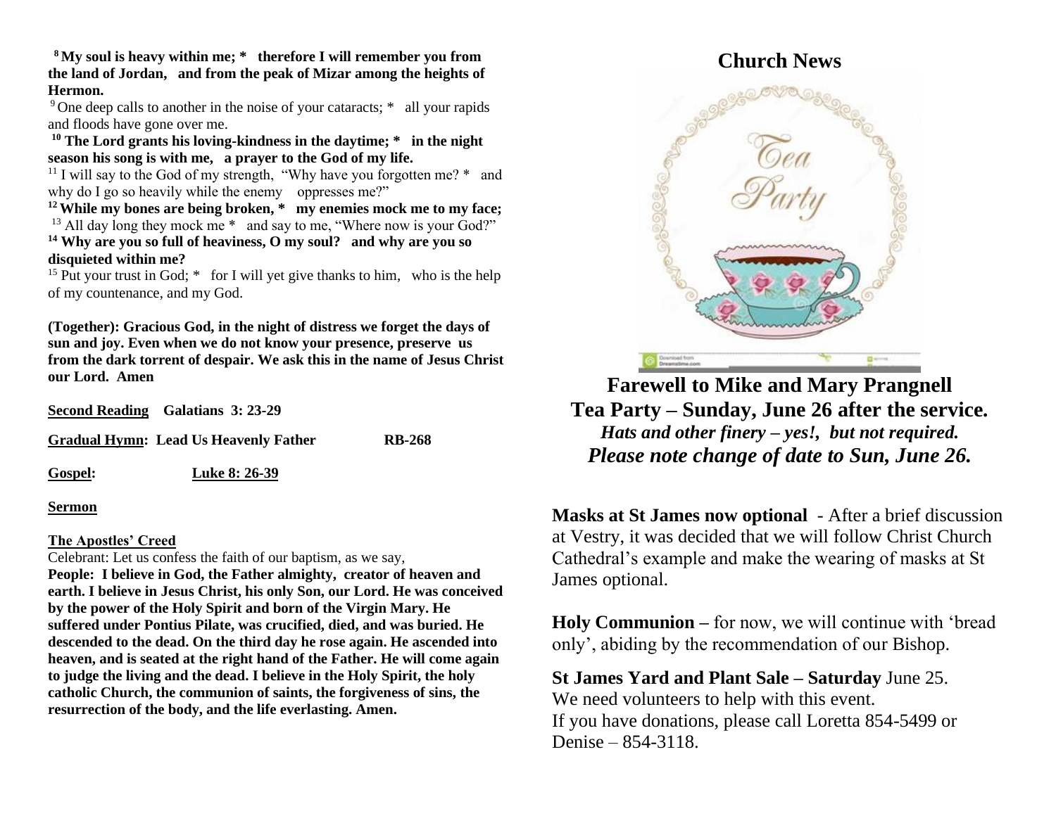**[8] My soul is heavy within me; * therefore I will remember you from the land of Jordan, and from the peak of Mizar among the heights of Hermon.**

[9] One deep calls to another in the noise of your cataracts; * all your rapids and floods have gone over me.

**[10] The Lord grants his loving-kindness in the daytime; * in the night season his song is with me, a prayer to the God of my life.**

[11] I will say to the God of my strength, "Why have you forgotten me? * and why do I go so heavily while the enemy oppresses me?"

**[12] While my bones are being broken, * my enemies mock me to my face;**

[13] All day long they mock me * and say to me, "Where now is your God?"

**[14] Why are you so full of heaviness, O my soul? and why are you so disquieted within me?**

[15] Put your trust in God; * for I will yet give thanks to him, who is the help of my countenance, and my God.

**(Together): Gracious God, in the night of distress we forget the days of sun and joy. Even when we do not know your presence, preserve us from the dark torrent of despair. We ask this in the name of Jesus Christ our Lord. Amen**

**Second Reading** **Galatians 3: 23-29**

**Gradual Hymn: Lead Us Heavenly Father** **RB-268**

**Gospel:** **Luke 8: 26-39**

**Sermon**

**The Apostles' Creed**

Celebrant: Let us confess the faith of our baptism, as we say,

**People: I believe in God, the Father almighty, creator of heaven and earth. I believe in Jesus Christ, his only Son, our Lord. He was conceived by the power of the Holy Spirit and born of the Virgin Mary. He suffered under Pontius Pilate, was crucified, died, and was buried. He descended to the dead. On the third day he rose again. He ascended into heaven, and is seated at the right hand of the Father. He will come again to judge the living and the dead. I believe in the Holy Spirit, the holy catholic Church, the communion of saints, the forgiveness of sins, the resurrection of the body, and the life everlasting. Amen.**

## Church News

**Farewell to Mike and Mary Prangnell**
**Tea Party – Sunday, June 26 after the service.**
***Hats and other finery – yes!, but not required.***
***Please note change of date to Sun, June 26.***

**Masks at St James now optional** - After a brief discussion at Vestry, it was decided that we will follow Christ Church Cathedral's example and make the wearing of masks at St James optional.

**Holy Communion –** for now, we will continue with 'bread only', abiding by the recommendation of our Bishop.

**St James Yard and Plant Sale – Saturday** June 25.
We need volunteers to help with this event.
If you have donations, please call Loretta 854-5499 or Denise – 854-3118.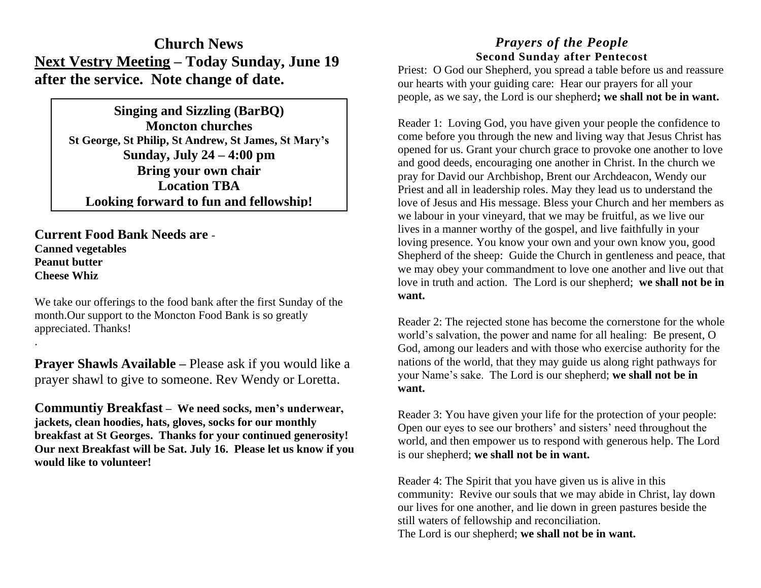# Church News

**<u>Next Vestry Meeting</u> – Today Sunday, June 19 after the service. Note change of date.**

**Singing and Sizzling (BarBQ)**
**Moncton churches**
**St George, St Philip, St Andrew, St James, St Mary's**
**Sunday, July 24 – 4:00 pm**
**Bring your own chair**
**Location TBA**
**Looking forward to fun and fellowship!**

**Current Food Bank Needs are** -
**Canned vegetables**
**Peanut butter**
**Cheese Whiz**

We take our offerings to the food bank after the first Sunday of the month.Our support to the Moncton Food Bank is so greatly appreciated. Thanks!

.

**Prayer Shawls Available –** Please ask if you would like a prayer shawl to give to someone. Rev Wendy or Loretta.

**Communtiy Breakfast – We need socks, men's underwear, jackets, clean hoodies, hats, gloves, socks for our monthly breakfast at St Georges. Thanks for your continued generosity! Our next Breakfast will be Sat. July 16. Please let us know if you would like to volunteer!**

## *Prayers of the People*

**Second Sunday after Pentecost**

Priest: O God our Shepherd, you spread a table before us and reassure our hearts with your guiding care: Hear our prayers for all your people, as we say, the Lord is our shepherd**; we shall not be in want.**

Reader 1: Loving God, you have given your people the confidence to come before you through the new and living way that Jesus Christ has opened for us. Grant your church grace to provoke one another to love and good deeds, encouraging one another in Christ. In the church we pray for David our Archbishop, Brent our Archdeacon, Wendy our Priest and all in leadership roles. May they lead us to understand the love of Jesus and His message. Bless your Church and her members as we labour in your vineyard, that we may be fruitful, as we live our lives in a manner worthy of the gospel, and live faithfully in your loving presence. You know your own and your own know you, good Shepherd of the sheep: Guide the Church in gentleness and peace, that we may obey your commandment to love one another and live out that love in truth and action. The Lord is our shepherd; **we shall not be in want.**

Reader 2: The rejected stone has become the cornerstone for the whole world's salvation, the power and name for all healing: Be present, O God, among our leaders and with those who exercise authority for the nations of the world, that they may guide us along right pathways for your Name's sake. The Lord is our shepherd; **we shall not be in want.**

Reader 3: You have given your life for the protection of your people: Open our eyes to see our brothers' and sisters' need throughout the world, and then empower us to respond with generous help. The Lord is our shepherd; **we shall not be in want.**

Reader 4: The Spirit that you have given us is alive in this community: Revive our souls that we may abide in Christ, lay down our lives for one another, and lie down in green pastures beside the still waters of fellowship and reconciliation.
The Lord is our shepherd; **we shall not be in want.**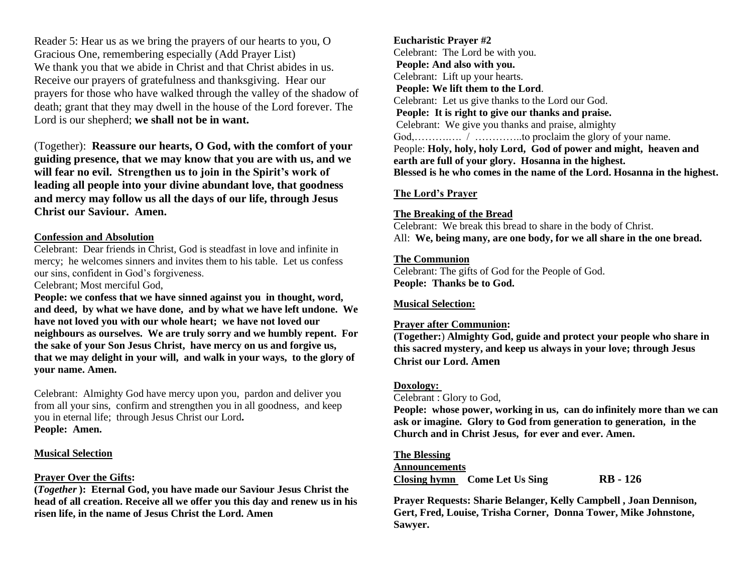Reader 5: Hear us as we bring the prayers of our hearts to you, O Gracious One, remembering especially (Add Prayer List) We thank you that we abide in Christ and that Christ abides in us. Receive our prayers of gratefulness and thanksgiving. Hear our prayers for those who have walked through the valley of the shadow of death; grant that they may dwell in the house of the Lord forever. The Lord is our shepherd; **we shall not be in want.**

(Together): **Reassure our hearts, O God, with the comfort of your guiding presence, that we may know that you are with us, and we will fear no evil. Strengthen us to join in the Spirit's work of leading all people into your divine abundant love, that goodness and mercy may follow us all the days of our life, through Jesus Christ our Saviour. Amen.**

**Confession and Absolution**

Celebrant: Dear friends in Christ, God is steadfast in love and infinite in mercy; he welcomes sinners and invites them to his table. Let us confess our sins, confident in God's forgiveness.

Celebrant; Most merciful God,

**People: we confess that we have sinned against you in thought, word, and deed, by what we have done, and by what we have left undone. We have not loved you with our whole heart; we have not loved our neighbours as ourselves. We are truly sorry and we humbly repent. For the sake of your Son Jesus Christ, have mercy on us and forgive us, that we may delight in your will, and walk in your ways, to the glory of your name. Amen.**

Celebrant: Almighty God have mercy upon you, pardon and deliver you from all your sins, confirm and strengthen you in all goodness, and keep you in eternal life; through Jesus Christ our Lord**.**
**People: Amen.**

**Musical Selection**

**Prayer Over the Gifts:**

**(*Together* ): Eternal God, you have made our Saviour Jesus Christ the head of all creation. Receive all we offer you this day and renew us in his risen life, in the name of Jesus Christ the Lord. Amen**

**Eucharistic Prayer #2**

Celebrant: The Lord be with you.
**People: And also with you.**
Celebrant: Lift up your hearts.
**People: We lift them to the Lord**.
Celebrant: Let us give thanks to the Lord our God.
**People: It is right to give our thanks and praise.**
Celebrant: We give you thanks and praise, almighty God,………..…. / …………..to proclaim the glory of your name.
People: **Holy, holy, holy Lord, God of power and might, heaven and earth are full of your glory. Hosanna in the highest.**
**Blessed is he who comes in the name of the Lord. Hosanna in the highest.**

**The Lord's Prayer**

**The Breaking of the Bread**

Celebrant: We break this bread to share in the body of Christ.
All: **We, being many, are one body, for we all share in the one bread.**

**The Communion**

Celebrant: The gifts of God for the People of God.
**People: Thanks be to God.**

**Musical Selection:**

**Prayer after Communion:**

**(Together:**) **Almighty God, guide and protect your people who share in this sacred mystery, and keep us always in your love; through Jesus Christ our Lord. Amen**

**Doxology:**

Celebrant : Glory to God,
**People: whose power, working in us, can do infinitely more than we can ask or imagine. Glory to God from generation to generation, in the Church and in Christ Jesus, for ever and ever. Amen.**

**The Blessing**

**Announcements**

**Closing hymn Come Let Us Sing RB - 126**

**Prayer Requests: Sharie Belanger, Kelly Campbell , Joan Dennison, Gert, Fred, Louise, Trisha Corner, Donna Tower, Mike Johnstone, Sawyer.**